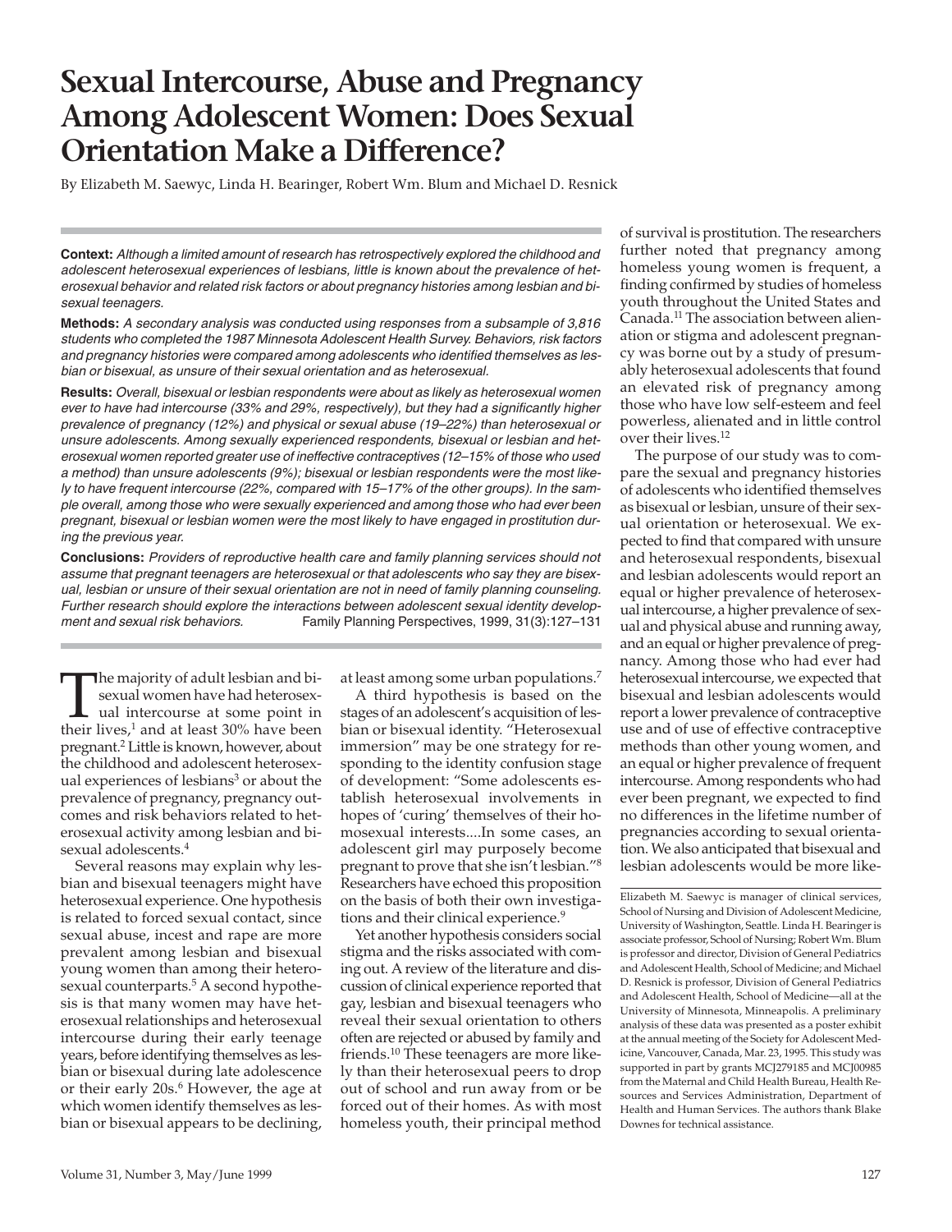# Sexual Intercourse, Abuse and Pregnancy Among Adolescent Women: Does Sexual Orientation Make a Difference?

By Elizabeth M. Saewyc, Linda H. Bearinger, Robert Wm. Blum and Michael D. Resnick

**Context:** *Although a limited amount of research has retrospectively explored the childhood and adolescent heterosexual experiences of lesbians, little is known about the prevalence of heterosexual behavior and related risk factors or about pregnancy histories among lesbian and bisexual teenagers.*

**Methods:** *A secondary analysis was conducted using responses from a subsample of 3,816 students who completed the 1987 Minnesota Adolescent Health Survey. Behaviors, risk factors and pregnancy histories were compared among adolescents who identified themselves as lesbian or bisexual, as unsure of their sexual orientation and as heterosexual.*

**Results:** *Overall, bisexual or lesbian respondents were about as likely as heterosexual women ever to have had intercourse (33% and 29%, respectively), but they had a significantly higher prevalence of pregnancy (12%) and physical or sexual abuse (19–22%) than heterosexual or unsure adolescents. Among sexually experienced respondents, bisexual or lesbian and heterosexual women reported greater use of ineffective contraceptives (12–15% of those who used a method) than unsure adolescents (9%); bisexual or lesbian respondents were the most likely to have frequent intercourse (22%, compared with 15–17% of the other groups). In the sample overall, among those who were sexually experienced and among those who had ever been pregnant, bisexual or lesbian women were the most likely to have engaged in prostitution during the previous year.*

**Conclusions:** *Providers of reproductive health care and family planning services should not assume that pregnant teenagers are heterosexual or that adolescents who say they are bisexual, lesbian or unsure of their sexual orientation are not in need of family planning counseling. Further research should explore the interactions between adolescent sexual identity development and sexual risk behaviors.*

Family Planning Perspectives, 1999, 31(3):127–131

The majority of adult lesbian and bisexual women have had heterosexual intercourse at some point in their lives,[1] and at least 30% have been pregnant.[2] Little is known, however, about the childhood and adolescent heterosexual experiences of lesbians[3] or about the prevalence of pregnancy, pregnancy outcomes and risk behaviors related to heterosexual activity among lesbian and bisexual adolescents.[4]

Several reasons may explain why lesbian and bisexual teenagers might have heterosexual experience. One hypothesis is related to forced sexual contact, since sexual abuse, incest and rape are more prevalent among lesbian and bisexual young women than among their heterosexual counterparts.[5] A second hypothesis is that many women may have heterosexual relationships and heterosexual intercourse during their early teenage years, before identifying themselves as lesbian or bisexual during late adolescence or their early 20s.[6] However, the age at which women identify themselves as lesbian or bisexual appears to be declining, at least among some urban populations.[7]

A third hypothesis is based on the stages of an adolescent's acquisition of lesbian or bisexual identity. "Heterosexual immersion" may be one strategy for responding to the identity confusion stage of development: "Some adolescents establish heterosexual involvements in hopes of 'curing' themselves of their homosexual interests....In some cases, an adolescent girl may purposely become pregnant to prove that she isn't lesbian."[8] Researchers have echoed this proposition on the basis of both their own investigations and their clinical experience.[9]

Yet another hypothesis considers social stigma and the risks associated with coming out. A review of the literature and discussion of clinical experience reported that gay, lesbian and bisexual teenagers who reveal their sexual orientation to others often are rejected or abused by family and friends.[10] These teenagers are more likely than their heterosexual peers to drop out of school and run away from or be forced out of their homes. As with most homeless youth, their principal method of survival is prostitution. The researchers further noted that pregnancy among homeless young women is frequent, a finding confirmed by studies of homeless youth throughout the United States and Canada.[11] The association between alienation or stigma and adolescent pregnancy was borne out by a study of presumably heterosexual adolescents that found an elevated risk of pregnancy among those who have low self-esteem and feel powerless, alienated and in little control over their lives.[12]

The purpose of our study was to compare the sexual and pregnancy histories of adolescents who identified themselves as bisexual or lesbian, unsure of their sexual orientation or heterosexual. We expected to find that compared with unsure and heterosexual respondents, bisexual and lesbian adolescents would report an equal or higher prevalence of heterosexual intercourse, a higher prevalence of sexual and physical abuse and running away, and an equal or higher prevalence of pregnancy. Among those who had ever had heterosexual intercourse, we expected that bisexual and lesbian adolescents would report a lower prevalence of contraceptive use and of use of effective contraceptive methods than other young women, and an equal or higher prevalence of frequent intercourse. Among respondents who had ever been pregnant, we expected to find no differences in the lifetime number of pregnancies according to sexual orientation. We also anticipated that bisexual and lesbian adolescents would be more like-

Elizabeth M. Saewyc is manager of clinical services, School of Nursing and Division of Adolescent Medicine, University of Washington, Seattle. Linda H. Bearinger is associate professor, School of Nursing; Robert Wm. Blum is professor and director, Division of General Pediatrics and Adolescent Health, School of Medicine; and Michael D. Resnick is professor, Division of General Pediatrics and Adolescent Health, School of Medicine—all at the University of Minnesota, Minneapolis. A preliminary analysis of these data was presented as a poster exhibit at the annual meeting of the Society for Adolescent Medicine, Vancouver, Canada, Mar. 23, 1995. This study was supported in part by grants MCJ279185 and MCJ00985 from the Maternal and Child Health Bureau, Health Resources and Services Administration, Department of Health and Human Services. The authors thank Blake Downes for technical assistance.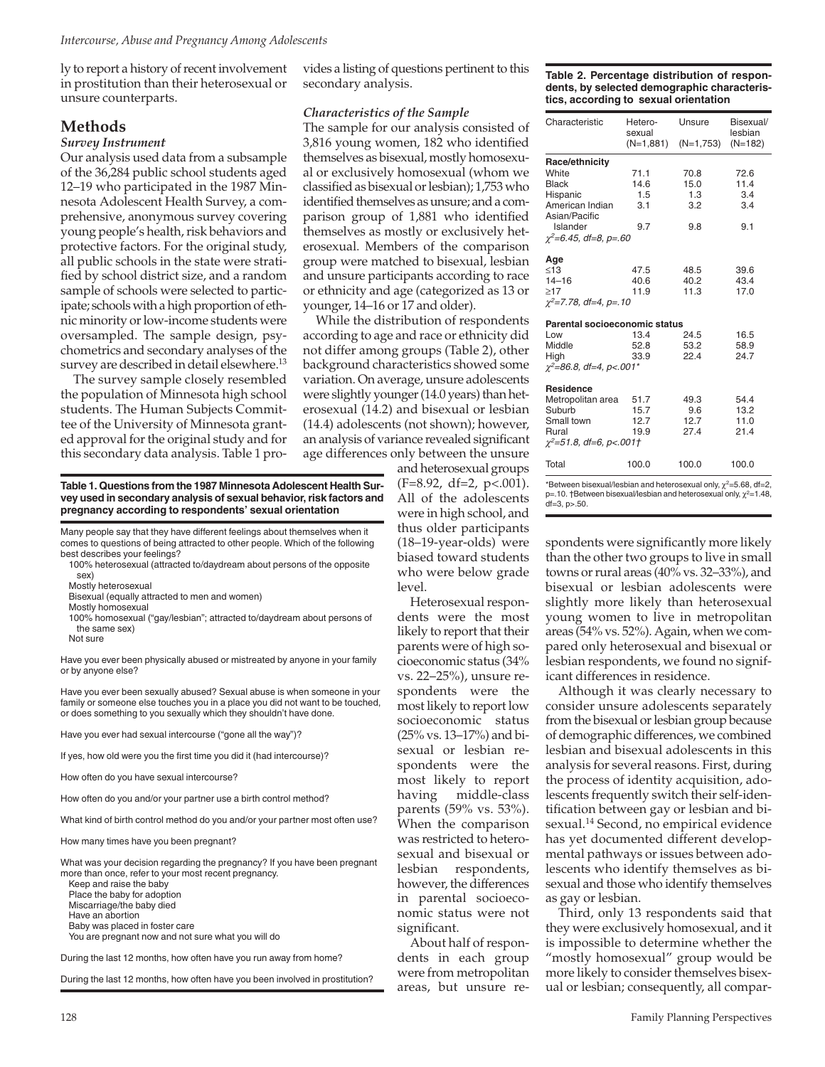ly to report a history of recent involvement in prostitution than their heterosexual or unsure counterparts.

## Methods

### Survey Instrument

Our analysis used data from a subsample of the 36,284 public school students aged 12–19 who participated in the 1987 Minnesota Adolescent Health Survey, a comprehensive, anonymous survey covering young people's health, risk behaviors and protective factors. For the original study, all public schools in the state were stratified by school district size, and a random sample of schools were selected to participate; schools with a high proportion of ethnic minority or low-income students were oversampled. The sample design, psychometrics and secondary analyses of the survey are described in detail elsewhere.[13]

The survey sample closely resembled the population of Minnesota high school students. The Human Subjects Committee of the University of Minnesota granted approval for the original study and for this secondary data analysis. Table 1 provides a listing of questions pertinent to this secondary analysis.

**Table 1. Questions from the 1987 Minnesota Adolescent Health Survey used in secondary analysis of sexual behavior, risk factors and pregnancy according to respondents' sexual orientation**

Many people say that they have different feelings about themselves when it comes to questions of being attracted to other people. Which of the following best describes your feelings?
- 100% heterosexual (attracted to/daydream about persons of the opposite sex)
- Mostly heterosexual
- Bisexual (equally attracted to men and women)
- Mostly homosexual
- 100% homosexual ("gay/lesbian"; attracted to/daydream about persons of the same sex)
- Not sure

Have you ever been physically abused or mistreated by anyone in your family or by anyone else?

Have you ever been sexually abused? Sexual abuse is when someone in your family or someone else touches you in a place you did not want to be touched, or does something to you sexually which they shouldn't have done.

Have you ever had sexual intercourse ("gone all the way")?

If yes, how old were you the first time you did it (had intercourse)?

How often do you have sexual intercourse?

How often do you and/or your partner use a birth control method?

What kind of birth control method do you and/or your partner most often use?

How many times have you been pregnant?

What was your decision regarding the pregnancy? If you have been pregnant more than once, refer to your most recent pregnancy.
- Keep and raise the baby
- Place the baby for adoption
- Miscarriage/the baby died
- Have an abortion
- Baby was placed in foster care
- You are pregnant now and not sure what you will do

During the last 12 months, how often have you run away from home?

During the last 12 months, how often have you been involved in prostitution?

### Characteristics of the Sample

The sample for our analysis consisted of 3,816 young women, 182 who identified themselves as bisexual, mostly homosexual or exclusively homosexual (whom we classified as bisexual or lesbian); 1,753 who identified themselves as unsure; and a comparison group of 1,881 who identified themselves as mostly or exclusively heterosexual. Members of the comparison group were matched to bisexual, lesbian and unsure participants according to race or ethnicity and age (categorized as 13 or younger, 14–16 or 17 and older).

While the distribution of respondents according to age and race or ethnicity did not differ among groups (Table 2), other background characteristics showed some variation. On average, unsure adolescents were slightly younger (14.0 years) than heterosexual (14.2) and bisexual or lesbian (14.4) adolescents (not shown); however, an analysis of variance revealed significant age differences only between the unsure and heterosexual groups (F=8.92, df=2, $p<.001$). All of the adolescents were in high school, and thus older participants (18–19-year-olds) were biased toward students who were below grade level.

Heterosexual respondents were the most likely to report that their parents were of high socioeconomic status (34% vs. 22–25%), unsure respondents were the most likely to report low socioeconomic status (25% vs. 13–17%) and bisexual or lesbian respondents were the most likely to report having middle-class parents (59% vs. 53%). When the comparison was restricted to heterosexual and bisexual or lesbian respondents, however, the differences in parental socioeconomic status were not significant.

About half of respondents in each group were from metropolitan areas, but unsure respondents were significantly more likely than the other two groups to live in small towns or rural areas (40% vs. 32–33%), and bisexual or lesbian adolescents were slightly more likely than heterosexual young women to live in metropolitan areas (54% vs. 52%). Again, when we compared only heterosexual and bisexual or lesbian respondents, we found no significant differences in residence.

**Table 2. Percentage distribution of respondents, by selected demographic characteristics, according to sexual orientation**

| Characteristic | Heterosexual (N=1,881) | Unsure (N=1,753) | Bisexual/lesbian (N=182) |
|---|---|---|---|
| **Race/ethnicity** | | | |
| White | 71.1 | 70.8 | 72.6 |
| Black | 14.6 | 15.0 | 11.4 |
| Hispanic | 1.5 | 1.3 | 3.4 |
| American Indian | 3.1 | 3.2 | 3.4 |
| Asian/Pacific Islander | 9.7 | 9.8 | 9.1 |
| *$\chi^2$=6.45, df=8, p=.60* | | | |
| **Age** | | | |
| ≤13 | 47.5 | 48.5 | 39.6 |
| 14–16 | 40.6 | 40.2 | 43.4 |
| ≥17 | 11.9 | 11.3 | 17.0 |
| *$\chi^2$=7.78, df=4, p=.10* | | | |
| **Parental socioeconomic status** | | | |
| Low | 13.4 | 24.5 | 16.5 |
| Middle | 52.8 | 53.2 | 58.9 |
| High | 33.9 | 22.4 | 24.7 |
| *$\chi^2$=86.8, df=4, p<.001\** | | | |
| **Residence** | | | |
| Metropolitan area | 51.7 | 49.3 | 54.4 |
| Suburb | 15.7 | 9.6 | 13.2 |
| Small town | 12.7 | 12.7 | 11.0 |
| Rural | 19.9 | 27.4 | 21.4 |
| *$\chi^2$=51.8, df=6, p<.001†* | | | |
| Total | 100.0 | 100.0 | 100.0 |

\*Between bisexual/lesbian and heterosexual only, $\chi^2$=5.68, df=2, p=.10. †Between bisexual/lesbian and heterosexual only, $\chi^2$=1.48, df=3, p>.50.

Although it was clearly necessary to consider unsure adolescents separately from the bisexual or lesbian group because of demographic differences, we combined lesbian and bisexual adolescents in this analysis for several reasons. First, during the process of identity acquisition, adolescents frequently switch their self-identification between gay or lesbian and bisexual.[14] Second, no empirical evidence has yet documented different developmental pathways or issues between adolescents who identify themselves as bisexual and those who identify themselves as gay or lesbian.

Third, only 13 respondents said that they were exclusively homosexual, and it is impossible to determine whether the "mostly homosexual" group would be more likely to consider themselves bisexual or lesbian; consequently, all compar-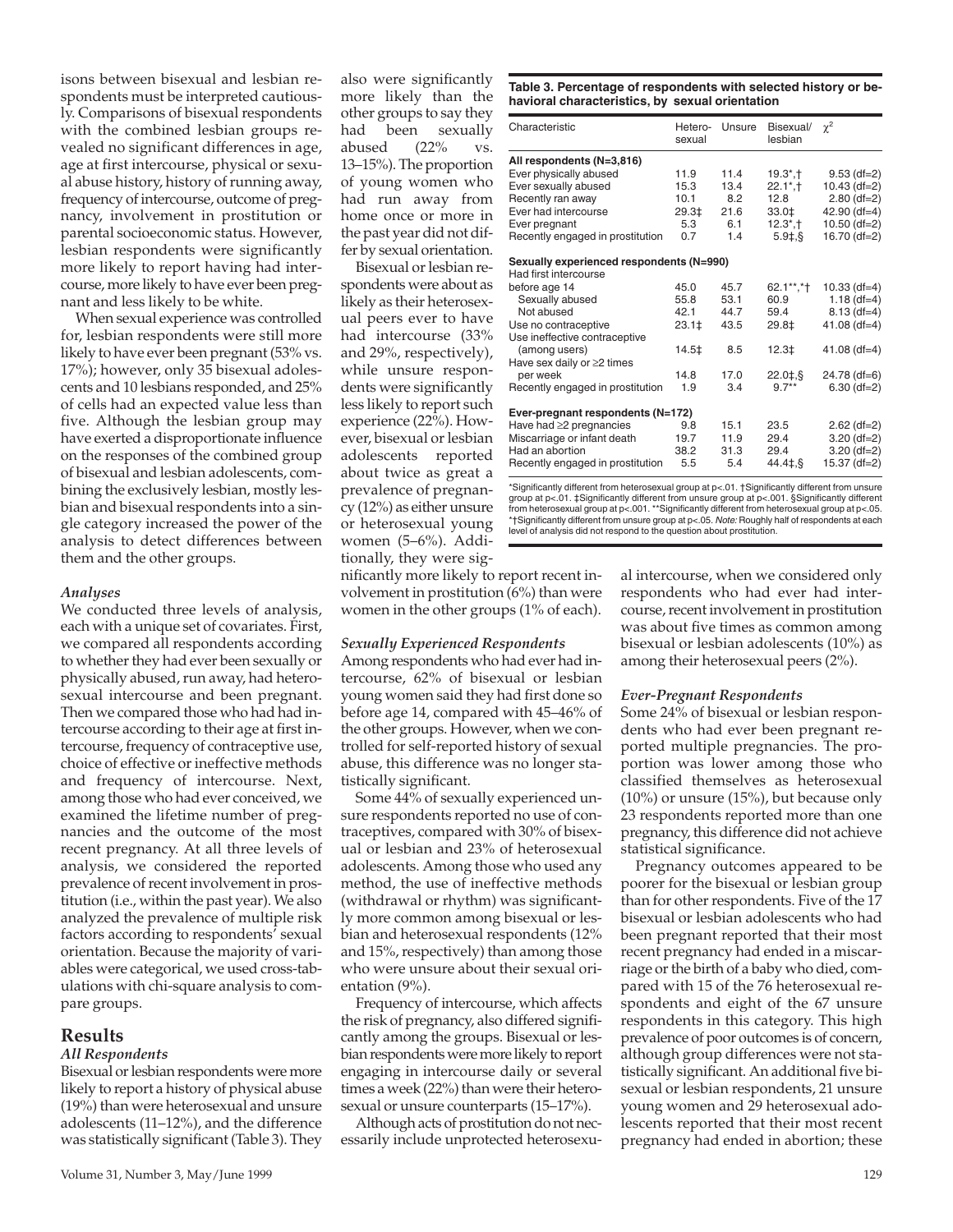isons between bisexual and lesbian respondents must be interpreted cautiously. Comparisons of bisexual respondents with the combined lesbian groups revealed no significant differences in age, age at first intercourse, physical or sexual abuse history, history of running away, frequency of intercourse, outcome of pregnancy, involvement in prostitution or parental socioeconomic status. However, lesbian respondents were significantly more likely to report having had intercourse, more likely to have ever been pregnant and less likely to be white.

When sexual experience was controlled for, lesbian respondents were still more likely to have ever been pregnant (53% vs. 17%); however, only 35 bisexual adolescents and 10 lesbians responded, and 25% of cells had an expected value less than five. Although the lesbian group may have exerted a disproportionate influence on the responses of the combined group of bisexual and lesbian adolescents, combining the exclusively lesbian, mostly lesbian and bisexual respondents into a single category increased the power of the analysis to detect differences between them and the other groups.

### *Analyses*

We conducted three levels of analysis, each with a unique set of covariates. First, we compared all respondents according to whether they had ever been sexually or physically abused, run away, had heterosexual intercourse and been pregnant. Then we compared those who had had intercourse according to their age at first intercourse, frequency of contraceptive use, choice of effective or ineffective methods and frequency of intercourse. Next, among those who had ever conceived, we examined the lifetime number of pregnancies and the outcome of the most recent pregnancy. At all three levels of analysis, we considered the reported prevalence of recent involvement in prostitution (i.e., within the past year). We also analyzed the prevalence of multiple risk factors according to respondents' sexual orientation. Because the majority of variables were categorical, we used cross-tabulations with chi-square analysis to compare groups.

## Results

### *All Respondents*

Bisexual or lesbian respondents were more likely to report a history of physical abuse (19%) than were heterosexual and unsure adolescents (11–12%), and the difference was statistically significant (Table 3). They also were significantly more likely than the other groups to say they had been sexually abused (22% vs. 13–15%). The proportion of young women who had run away from home once or more in the past year did not differ by sexual orientation.

Bisexual or lesbian respondents were about as likely as their heterosexual peers ever to have had intercourse (33% and 29%, respectively), while unsure respondents were significantly less likely to report such experience (22%). However, bisexual or lesbian adolescents reported about twice as great a prevalence of pregnancy (12%) as either unsure or heterosexual young women (5–6%). Additionally, they were significantly more likely to report recent involvement in prostitution (6%) than were women in the other groups (1% of each).

**Table 3. Percentage of respondents with selected history or behavioral characteristics, by sexual orientation**

| Characteristic | Hetero-sexual | Unsure | Bisexual/ lesbian | $\chi^2$ |
|---|---|---|---|---|
| **All respondents (N=3,816)** | | | | |
| Ever physically abused | 11.9 | 11.4 | 19.3*,† | 9.53 (df=2) |
| Ever sexually abused | 15.3 | 13.4 | 22.1*,† | 10.43 (df=2) |
| Recently ran away | 10.1 | 8.2 | 12.8 | 2.80 (df=2) |
| Ever had intercourse | 29.3‡ | 21.6 | 33.0‡ | 42.90 (df=4) |
| Ever pregnant | 5.3 | 6.1 | 12.3*,† | 10.50 (df=2) |
| Recently engaged in prostitution | 0.7 | 1.4 | 5.9‡,§ | 16.70 (df=2) |
| **Sexually experienced respondents (N=990)** | | | | |
| Had first intercourse before age 14 | 45.0 | 45.7 | 62.1**,*† | 10.33 (df=4) |
| Sexually abused | 55.8 | 53.1 | 60.9 | 1.18 (df=4) |
| Not abused | 42.1 | 44.7 | 59.4 | 8.13 (df=4) |
| Use no contraceptive | 23.1‡ | 43.5 | 29.8‡ | 41.08 (df=4) |
| Use ineffective contraceptive (among users) | 14.5‡ | 8.5 | 12.3‡ | 41.08 (df=4) |
| Have sex daily or ≥2 times per week | 14.8 | 17.0 | 22.0‡,§ | 24.78 (df=6) |
| Recently engaged in prostitution | 1.9 | 3.4 | 9.7** | 6.30 (df=2) |
| **Ever-pregnant respondents (N=172)** | | | | |
| Have had ≥2 pregnancies | 9.8 | 15.1 | 23.5 | 2.62 (df=2) |
| Miscarriage or infant death | 19.7 | 11.9 | 29.4 | 3.20 (df=2) |
| Had an abortion | 38.2 | 31.3 | 29.4 | 3.20 (df=2) |
| Recently engaged in prostitution | 5.5 | 5.4 | 44.4‡,§ | 15.37 (df=2) |

*Significantly different from heterosexual group at p<.01. †Significantly different from unsure group at p<.01. ‡Significantly different from unsure group at p<.001. §Significantly different from heterosexual group at p<.001. **Significantly different from heterosexual group at p<.05. *†Significantly different from unsure group at p<.05. *Note:* Roughly half of respondents at each level of analysis did not respond to the question about prostitution.

### *Sexually Experienced Respondents*

Among respondents who had ever had intercourse, 62% of bisexual or lesbian young women said they had first done so before age 14, compared with 45–46% of the other groups. However, when we controlled for self-reported history of sexual abuse, this difference was no longer statistically significant.

Some 44% of sexually experienced unsure respondents reported no use of contraceptives, compared with 30% of bisexual or lesbian and 23% of heterosexual adolescents. Among those who used any method, the use of ineffective methods (withdrawal or rhythm) was significantly more common among bisexual or lesbian and heterosexual respondents (12% and 15%, respectively) than among those who were unsure about their sexual orientation (9%).

Frequency of intercourse, which affects the risk of pregnancy, also differed significantly among the groups. Bisexual or lesbian respondents were more likely to report engaging in intercourse daily or several times a week (22%) than were their heterosexual or unsure counterparts (15–17%).

Although acts of prostitution do not necessarily include unprotected heterosexual intercourse, when we considered only respondents who had ever had intercourse, recent involvement in prostitution was about five times as common among bisexual or lesbian adolescents (10%) as among their heterosexual peers (2%).

### *Ever-Pregnant Respondents*

Some 24% of bisexual or lesbian respondents who had ever been pregnant reported multiple pregnancies. The proportion was lower among those who classified themselves as heterosexual (10%) or unsure (15%), but because only 23 respondents reported more than one pregnancy, this difference did not achieve statistical significance.

Pregnancy outcomes appeared to be poorer for the bisexual or lesbian group than for other respondents. Five of the 17 bisexual or lesbian adolescents who had been pregnant reported that their most recent pregnancy had ended in a miscarriage or the birth of a baby who died, compared with 15 of the 76 heterosexual respondents and eight of the 67 unsure respondents in this category. This high prevalence of poor outcomes is of concern, although group differences were not statistically significant. An additional five bisexual or lesbian respondents, 21 unsure young women and 29 heterosexual adolescents reported that their most recent pregnancy had ended in abortion; these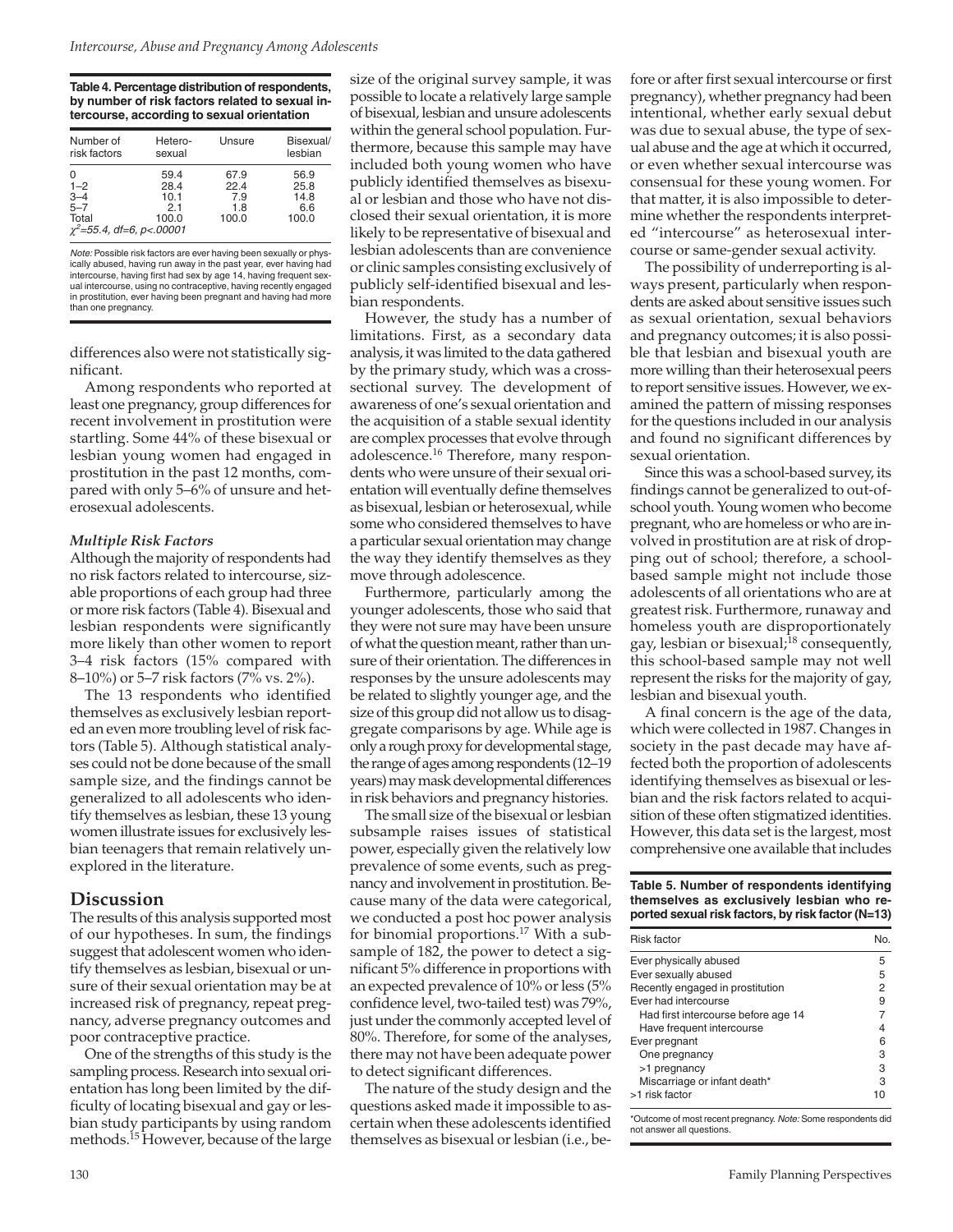**Table 4. Percentage distribution of respondents, by number of risk factors related to sexual intercourse, according to sexual orientation**

| Number of risk factors | Heterosexual | Unsure | Bisexual/lesbian |
|---|---|---|---|
| 0 | 59.4 | 67.9 | 56.9 |
| 1–2 | 28.4 | 22.4 | 25.8 |
| 3–4 | 10.1 | 7.9 | 14.8 |
| 5–7 | 2.1 | 1.8 | 6.6 |
| Total | 100.0 | 100.0 | 100.0 |
| $\chi^2$=55.4, df=6, p<.00001 | | | |

*Note:* Possible risk factors are ever having been sexually or physically abused, having run away in the past year, ever having had intercourse, having first had sex by age 14, having frequent sexual intercourse, using no contraceptive, having recently engaged in prostitution, ever having been pregnant and having had more than one pregnancy.

differences also were not statistically significant.

Among respondents who reported at least one pregnancy, group differences for recent involvement in prostitution were startling. Some 44% of these bisexual or lesbian young women had engaged in prostitution in the past 12 months, compared with only 5–6% of unsure and heterosexual adolescents.

### *Multiple Risk Factors*

Although the majority of respondents had no risk factors related to intercourse, sizable proportions of each group had three or more risk factors (Table 4). Bisexual and lesbian respondents were significantly more likely than other women to report 3–4 risk factors (15% compared with 8–10%) or 5–7 risk factors (7% vs. 2%).

The 13 respondents who identified themselves as exclusively lesbian reported an even more troubling level of risk factors (Table 5). Although statistical analyses could not be done because of the small sample size, and the findings cannot be generalized to all adolescents who identify themselves as lesbian, these 13 young women illustrate issues for exclusively lesbian teenagers that remain relatively unexplored in the literature.

## Discussion

The results of this analysis supported most of our hypotheses. In sum, the findings suggest that adolescent women who identify themselves as lesbian, bisexual or unsure of their sexual orientation may be at increased risk of pregnancy, repeat pregnancy, adverse pregnancy outcomes and poor contraceptive practice.

One of the strengths of this study is the sampling process. Research into sexual orientation has long been limited by the difficulty of locating bisexual and gay or lesbian study participants by using random methods.[15] However, because of the large size of the original survey sample, it was possible to locate a relatively large sample of bisexual, lesbian and unsure adolescents within the general school population. Furthermore, because this sample may have included both young women who have publicly identified themselves as bisexual or lesbian and those who have not disclosed their sexual orientation, it is more likely to be representative of bisexual and lesbian adolescents than are convenience or clinic samples consisting exclusively of publicly self-identified bisexual and lesbian respondents.

However, the study has a number of limitations. First, as a secondary data analysis, it was limited to the data gathered by the primary study, which was a cross-sectional survey. The development of awareness of one's sexual orientation and the acquisition of a stable sexual identity are complex processes that evolve through adolescence.[16] Therefore, many respondents who were unsure of their sexual orientation will eventually define themselves as bisexual, lesbian or heterosexual, while some who considered themselves to have a particular sexual orientation may change the way they identify themselves as they move through adolescence.

Furthermore, particularly among the younger adolescents, those who said that they were not sure may have been unsure of what the question meant, rather than unsure of their orientation. The differences in responses by the unsure adolescents may be related to slightly younger age, and the size of this group did not allow us to disaggregate comparisons by age. While age is only a rough proxy for developmental stage, the range of ages among respondents (12–19 years) may mask developmental differences in risk behaviors and pregnancy histories.

The small size of the bisexual or lesbian subsample raises issues of statistical power, especially given the relatively low prevalence of some events, such as pregnancy and involvement in prostitution. Because many of the data were categorical, we conducted a post hoc power analysis for binomial proportions.[17] With a subsample of 182, the power to detect a significant 5% difference in proportions with an expected prevalence of 10% or less (5% confidence level, two-tailed test) was 79%, just under the commonly accepted level of 80%. Therefore, for some of the analyses, there may not have been adequate power to detect significant differences.

The nature of the study design and the questions asked made it impossible to ascertain when these adolescents identified themselves as bisexual or lesbian (i.e., before or after first sexual intercourse or first pregnancy), whether pregnancy had been intentional, whether early sexual debut was due to sexual abuse, the type of sexual abuse and the age at which it occurred, or even whether sexual intercourse was consensual for these young women. For that matter, it is also impossible to determine whether the respondents interpreted "intercourse" as heterosexual intercourse or same-gender sexual activity.

The possibility of underreporting is always present, particularly when respondents are asked about sensitive issues such as sexual orientation, sexual behaviors and pregnancy outcomes; it is also possible that lesbian and bisexual youth are more willing than their heterosexual peers to report sensitive issues. However, we examined the pattern of missing responses for the questions included in our analysis and found no significant differences by sexual orientation.

Since this was a school-based survey, its findings cannot be generalized to out-of-school youth. Young women who become pregnant, who are homeless or who are involved in prostitution are at risk of dropping out of school; therefore, a school-based sample might not include those adolescents of all orientations who are at greatest risk. Furthermore, runaway and homeless youth are disproportionately gay, lesbian or bisexual;[18] consequently, this school-based sample may not well represent the risks for the majority of gay, lesbian and bisexual youth.

A final concern is the age of the data, which were collected in 1987. Changes in society in the past decade may have affected both the proportion of adolescents identifying themselves as bisexual or lesbian and the risk factors related to acquisition of these often stigmatized identities. However, this data set is the largest, most comprehensive one available that includes

**Table 5. Number of respondents identifying themselves as exclusively lesbian who reported sexual risk factors, by risk factor (N=13)**

| Risk factor | No. |
|---|---|
| Ever physically abused | 5 |
| Ever sexually abused | 5 |
| Recently engaged in prostitution | 2 |
| Ever had intercourse | 9 |
| Had first intercourse before age 14 | 7 |
| Have frequent intercourse | 4 |
| Ever pregnant | 6 |
| One pregnancy | 3 |
| >1 pregnancy | 3 |
| Miscarriage or infant death* | 3 |
| >1 risk factor | 10 |

*Outcome of most recent pregnancy. *Note:* Some respondents did not answer all questions.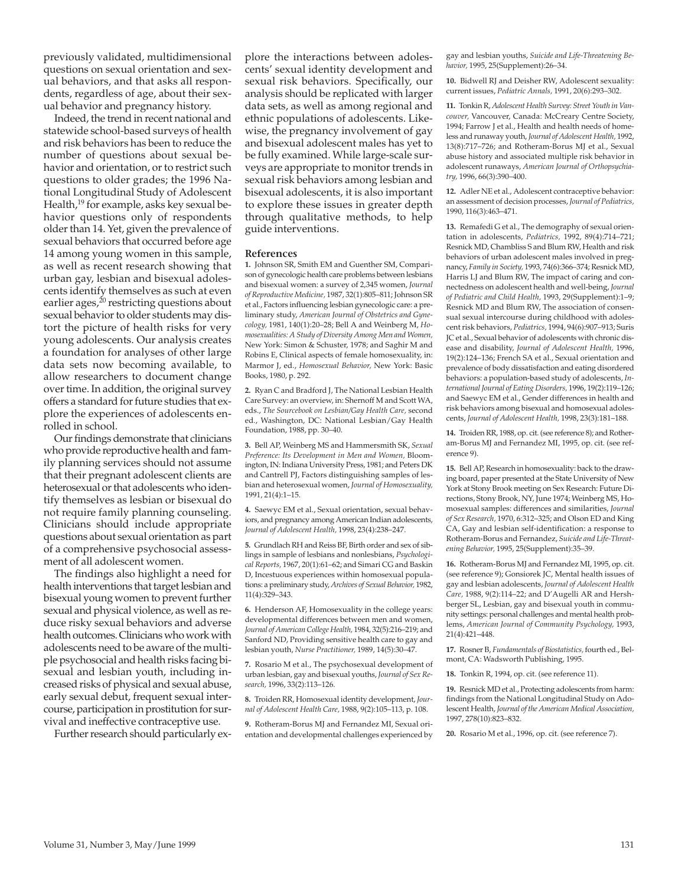previously validated, multidimensional questions on sexual orientation and sexual behaviors, and that asks all respondents, regardless of age, about their sexual behavior and pregnancy history.

Indeed, the trend in recent national and statewide school-based surveys of health and risk behaviors has been to reduce the number of questions about sexual behavior and orientation, or to restrict such questions to older grades; the 1996 National Longitudinal Study of Adolescent Health,[19] for example, asks key sexual behavior questions only of respondents older than 14. Yet, given the prevalence of sexual behaviors that occurred before age 14 among young women in this sample, as well as recent research showing that urban gay, lesbian and bisexual adolescents identify themselves as such at even earlier ages,[20] restricting questions about sexual behavior to older students may distort the picture of health risks for very young adolescents. Our analysis creates a foundation for analyses of other large data sets now becoming available, to allow researchers to document change over time. In addition, the original survey offers a standard for future studies that explore the experiences of adolescents enrolled in school.

Our findings demonstrate that clinicians who provide reproductive health and family planning services should not assume that their pregnant adolescent clients are heterosexual or that adolescents who identify themselves as lesbian or bisexual do not require family planning counseling. Clinicians should include appropriate questions about sexual orientation as part of a comprehensive psychosocial assessment of all adolescent women.

The findings also highlight a need for health interventions that target lesbian and bisexual young women to prevent further sexual and physical violence, as well as reduce risky sexual behaviors and adverse health outcomes. Clinicians who work with adolescents need to be aware of the multiple psychosocial and health risks facing bisexual and lesbian youth, including increased risks of physical and sexual abuse, early sexual debut, frequent sexual intercourse, participation in prostitution for survival and ineffective contraceptive use.

Further research should particularly explore the interactions between adolescents' sexual identity development and sexual risk behaviors. Specifically, our analysis should be replicated with larger data sets, as well as among regional and ethnic populations of adolescents. Likewise, the pregnancy involvement of gay and bisexual adolescent males has yet to be fully examined. While large-scale surveys are appropriate to monitor trends in sexual risk behaviors among lesbian and bisexual adolescents, it is also important to explore these issues in greater depth through qualitative methods, to help guide interventions.

## References

**1.** Johnson SR, Smith EM and Guenther SM, Comparison of gynecologic health care problems between lesbians and bisexual women: a survey of 2,345 women, *Journal of Reproductive Medicine,* 1987, 32(1):805–811; Johnson SR et al., Factors influencing lesbian gynecologic care: a preliminary study, *American Journal of Obstetrics and Gynecology,* 1981, 140(1):20–28; Bell A and Weinberg M, *Homosexualities: A Study of Diversity Among Men and Women,* New York: Simon & Schuster, 1978; and Saghir M and Robins E, Clinical aspects of female homosexuality, in: Marmor J, ed., *Homosexual Behavior,* New York: Basic Books, 1980, p. 292.

**2.** Ryan C and Bradford J, The National Lesbian Health Care Survey: an overview, in: Shernoff M and Scott WA, eds., *The Sourcebook on Lesbian/Gay Health Care,* second ed., Washington, DC: National Lesbian/Gay Health Foundation, 1988, pp. 30–40.

**3.** Bell AP, Weinberg MS and Hammersmith SK, *Sexual Preference: Its Development in Men and Women,* Bloomington, IN: Indiana University Press, 1981; and Peters DK and Cantrell PJ, Factors distinguishing samples of lesbian and heterosexual women, *Journal of Homosexuality,* 1991, 21(4):1–15.

**4.** Saewyc EM et al., Sexual orientation, sexual behaviors, and pregnancy among American Indian adolescents, *Journal of Adolescent Health,* 1998, 23(4):238–247.

**5.** Grundlach RH and Reiss BF, Birth order and sex of siblings in sample of lesbians and nonlesbians, *Psychological Reports,* 1967, 20(1):61–62; and Simari CG and Baskin D, Incestuous experiences within homosexual populations: a preliminary study, *Archives of Sexual Behavior,* 1982, 11(4):329–343.

**6.** Henderson AF, Homosexuality in the college years: developmental differences between men and women, *Journal of American College Health,* 1984, 32(5):216–219; and Sanford ND, Providing sensitive health care to gay and lesbian youth, *Nurse Practitioner,* 1989, 14(5):30–47.

**7.** Rosario M et al., The psychosexual development of urban lesbian, gay and bisexual youths, *Journal of Sex Research,* 1996, 33(2):113–126.

**8.** Troiden RR, Homosexual identity development, *Journal of Adolescent Health Care,* 1988, 9(2):105–113, p. 108.

**9.** Rotheram-Borus MJ and Fernandez MI, Sexual orientation and developmental challenges experienced by gay and lesbian youths, *Suicide and Life-Threatening Behavior,* 1995, 25(Supplement):26–34.

**10.** Bidwell RJ and Deisher RW, Adolescent sexuality: current issues, *Pediatric Annals,* 1991, 20(6):293–302.

**11.** Tonkin R, *Adolescent Health Survey: Street Youth in Vancouver,* Vancouver, Canada: McCreary Centre Society, 1994; Farrow J et al., Health and health needs of homeless and runaway youth, *Journal of Adolescent Health,* 1992, 13(8):717–726; and Rotheram-Borus MJ et al., Sexual abuse history and associated multiple risk behavior in adolescent runaways, *American Journal of Orthopsychiatry,* 1996, 66(3):390–400.

**12.** Adler NE et al., Adolescent contraceptive behavior: an assessment of decision processes, *Journal of Pediatrics,* 1990, 116(3):463–471.

**13.** Remafedi G et al., The demography of sexual orientation in adolescents, *Pediatrics,* 1992, 89(4):714–721; Resnick MD, Chambliss S and Blum RW, Health and risk behaviors of urban adolescent males involved in pregnancy, *Family in Society,* 1993, 74(6):366–374; Resnick MD, Harris LJ and Blum RW, The impact of caring and connectedness on adolescent health and well-being, *Journal of Pediatric and Child Health,* 1993, 29(Supplement):1–9; Resnick MD and Blum RW, The association of consensual sexual intercourse during childhood with adolescent risk behaviors, *Pediatrics,* 1994, 94(6):907–913; Suris JC et al., Sexual behavior of adolescents with chronic disease and disability, *Journal of Adolescent Health,* 1996, 19(2):124–136; French SA et al., Sexual orientation and prevalence of body dissatisfaction and eating disordered behaviors: a population-based study of adolescents, *International Journal of Eating Disorders,* 1996, 19(2):119–126; and Saewyc EM et al., Gender differences in health and risk behaviors among bisexual and homosexual adolescents, *Journal of Adolescent Health,* 1998, 23(3):181–188.

**14.** Troiden RR, 1988, op. cit. (see reference 8); and Rotheram-Borus MJ and Fernandez MI, 1995, op. cit. (see reference 9).

**15.** Bell AP, Research in homosexuality: back to the drawing board, paper presented at the State University of New York at Stony Brook meeting on Sex Research: Future Directions, Stony Brook, NY, June 1974; Weinberg MS, Homosexual samples: differences and similarities, *Journal of Sex Research,* 1970, 6:312–325; and Olson ED and King CA, Gay and lesbian self-identification: a response to Rotheram-Borus and Fernandez, *Suicide and Life-Threatening Behavior,* 1995, 25(Supplement):35–39.

**16.** Rotheram-Borus MJ and Fernandez MI, 1995, op. cit. (see reference 9); Gonsiorek JC, Mental health issues of gay and lesbian adolescents, *Journal of Adolescent Health Care,* 1988, 9(2):114–22; and D'Augelli AR and Hershberger SL, Lesbian, gay and bisexual youth in community settings: personal challenges and mental health problems, *American Journal of Community Psychology,* 1993, 21(4):421–448.

**17.** Rosner B, *Fundamentals of Biostatistics,* fourth ed., Belmont, CA: Wadsworth Publishing, 1995.

**18.** Tonkin R, 1994, op. cit. (see reference 11).

**19.** Resnick MD et al., Protecting adolescents from harm: findings from the National Longitudinal Study on Adolescent Health, *Journal of the American Medical Association,* 1997, 278(10):823–832.

**20.** Rosario M et al., 1996, op. cit. (see reference 7).